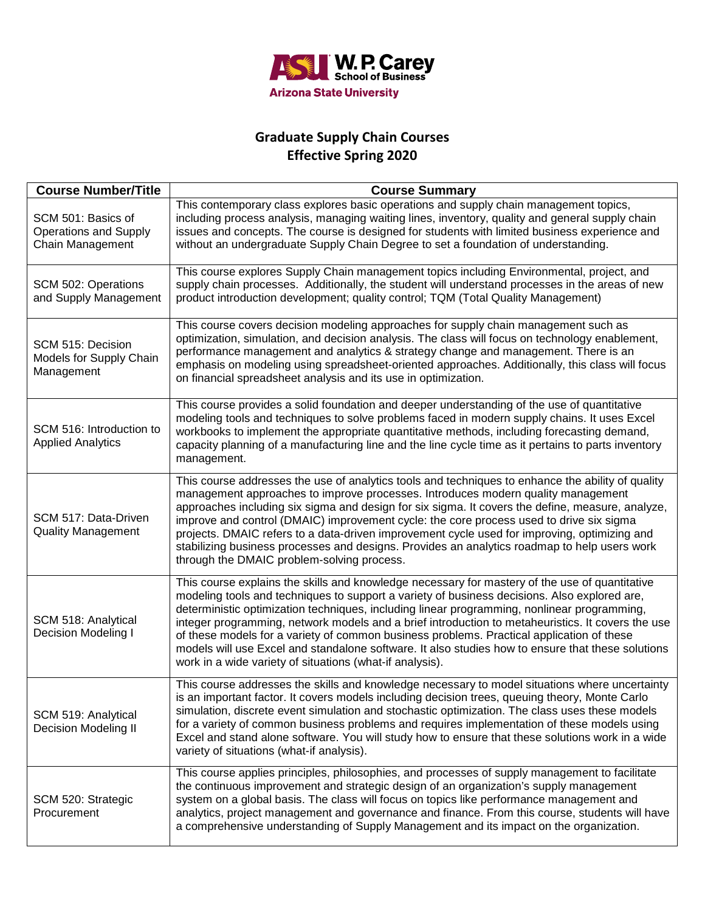W. P. Carey School of Business
Arizona State University

# Graduate Supply Chain Courses
## Effective Spring 2020

| Course Number/Title | Course Summary |
|---|---|
| SCM 501: Basics of Operations and Supply Chain Management | This contemporary class explores basic operations and supply chain management topics, including process analysis, managing waiting lines, inventory, quality and general supply chain issues and concepts. The course is designed for students with limited business experience and without an undergraduate Supply Chain Degree to set a foundation of understanding. |
| SCM 502: Operations and Supply Management | This course explores Supply Chain management topics including Environmental, project, and supply chain processes. Additionally, the student will understand processes in the areas of new product introduction development; quality control; TQM (Total Quality Management) |
| SCM 515: Decision Models for Supply Chain Management | This course covers decision modeling approaches for supply chain management such as optimization, simulation, and decision analysis. The class will focus on technology enablement, performance management and analytics & strategy change and management. There is an emphasis on modeling using spreadsheet-oriented approaches. Additionally, this class will focus on financial spreadsheet analysis and its use in optimization. |
| SCM 516: Introduction to Applied Analytics | This course provides a solid foundation and deeper understanding of the use of quantitative modeling tools and techniques to solve problems faced in modern supply chains. It uses Excel workbooks to implement the appropriate quantitative methods, including forecasting demand, capacity planning of a manufacturing line and the line cycle time as it pertains to parts inventory management. |
| SCM 517: Data-Driven Quality Management | This course addresses the use of analytics tools and techniques to enhance the ability of quality management approaches to improve processes. Introduces modern quality management approaches including six sigma and design for six sigma. It covers the define, measure, analyze, improve and control (DMAIC) improvement cycle: the core process used to drive six sigma projects. DMAIC refers to a data-driven improvement cycle used for improving, optimizing and stabilizing business processes and designs. Provides an analytics roadmap to help users work through the DMAIC problem-solving process. |
| SCM 518: Analytical Decision Modeling I | This course explains the skills and knowledge necessary for mastery of the use of quantitative modeling tools and techniques to support a variety of business decisions. Also explored are, deterministic optimization techniques, including linear programming, nonlinear programming, integer programming, network models and a brief introduction to metaheuristics. It covers the use of these models for a variety of common business problems. Practical application of these models will use Excel and standalone software. It also studies how to ensure that these solutions work in a wide variety of situations (what-if analysis). |
| SCM 519: Analytical Decision Modeling II | This course addresses the skills and knowledge necessary to model situations where uncertainty is an important factor. It covers models including decision trees, queuing theory, Monte Carlo simulation, discrete event simulation and stochastic optimization. The class uses these models for a variety of common business problems and requires implementation of these models using Excel and stand alone software. You will study how to ensure that these solutions work in a wide variety of situations (what-if analysis). |
| SCM 520: Strategic Procurement | This course applies principles, philosophies, and processes of supply management to facilitate the continuous improvement and strategic design of an organization's supply management system on a global basis. The class will focus on topics like performance management and analytics, project management and governance and finance. From this course, students will have a comprehensive understanding of Supply Management and its impact on the organization. |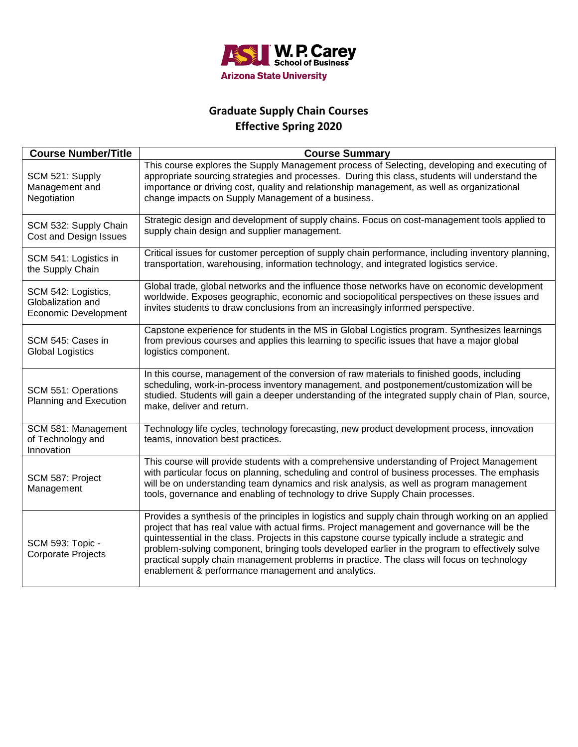# Graduate Supply Chain Courses
## Effective Spring 2020

| Course Number/Title | Course Summary |
|---|---|
| SCM 521: Supply Management and Negotiation | This course explores the Supply Management process of Selecting, developing and executing of appropriate sourcing strategies and processes. During this class, students will understand the importance or driving cost, quality and relationship management, as well as organizational change impacts on Supply Management of a business. |
| SCM 532: Supply Chain Cost and Design Issues | Strategic design and development of supply chains. Focus on cost-management tools applied to supply chain design and supplier management. |
| SCM 541: Logistics in the Supply Chain | Critical issues for customer perception of supply chain performance, including inventory planning, transportation, warehousing, information technology, and integrated logistics service. |
| SCM 542: Logistics, Globalization and Economic Development | Global trade, global networks and the influence those networks have on economic development worldwide. Exposes geographic, economic and sociopolitical perspectives on these issues and invites students to draw conclusions from an increasingly informed perspective. |
| SCM 545: Cases in Global Logistics | Capstone experience for students in the MS in Global Logistics program. Synthesizes learnings from previous courses and applies this learning to specific issues that have a major global logistics component. |
| SCM 551: Operations Planning and Execution | In this course, management of the conversion of raw materials to finished goods, including scheduling, work-in-process inventory management, and postponement/customization will be studied. Students will gain a deeper understanding of the integrated supply chain of Plan, source, make, deliver and return. |
| SCM 581: Management of Technology and Innovation | Technology life cycles, technology forecasting, new product development process, innovation teams, innovation best practices. |
| SCM 587: Project Management | This course will provide students with a comprehensive understanding of Project Management with particular focus on planning, scheduling and control of business processes. The emphasis will be on understanding team dynamics and risk analysis, as well as program management tools, governance and enabling of technology to drive Supply Chain processes. |
| SCM 593: Topic - Corporate Projects | Provides a synthesis of the principles in logistics and supply chain through working on an applied project that has real value with actual firms. Project management and governance will be the quintessential in the class. Projects in this capstone course typically include a strategic and problem-solving component, bringing tools developed earlier in the program to effectively solve practical supply chain management problems in practice. The class will focus on technology enablement & performance management and analytics. |